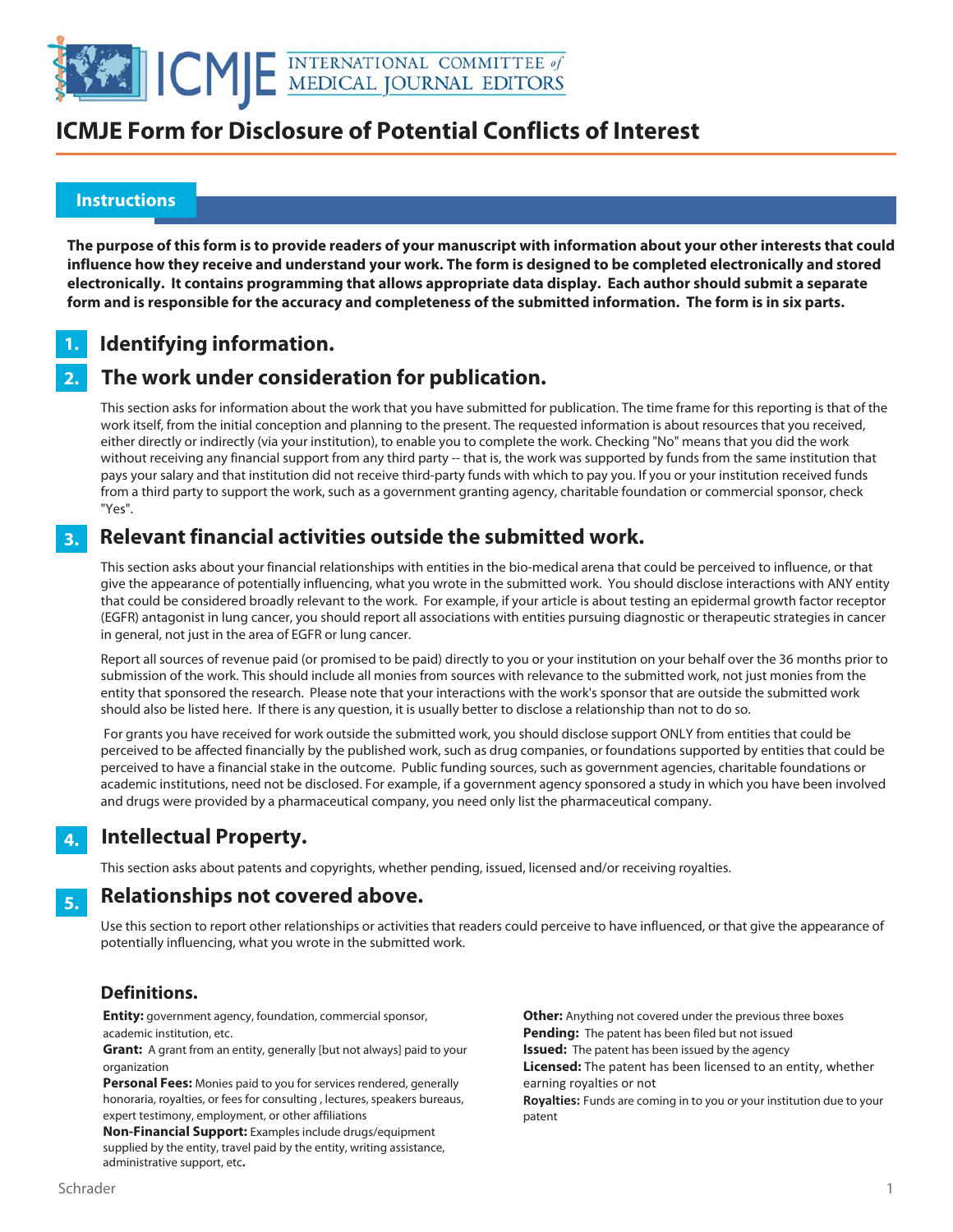# ICMJE Form for Disclosure of Potential Conflicts of Interest

## Instructions

**The purpose of this form is to provide readers of your manuscript with information about your other interests that could influence how they receive and understand your work. The form is designed to be completed electronically and stored electronically. It contains programming that allows appropriate data display. Each author should submit a separate form and is responsible for the accuracy and completeness of the submitted information. The form is in six parts.**

## 1. Identifying information.

## 2. The work under consideration for publication.

This section asks for information about the work that you have submitted for publication. The time frame for this reporting is that of the work itself, from the initial conception and planning to the present. The requested information is about resources that you received, either directly or indirectly (via your institution), to enable you to complete the work. Checking "No" means that you did the work without receiving any financial support from any third party -- that is, the work was supported by funds from the same institution that pays your salary and that institution did not receive third-party funds with which to pay you. If you or your institution received funds from a third party to support the work, such as a government granting agency, charitable foundation or commercial sponsor, check "Yes".

## 3. Relevant financial activities outside the submitted work.

This section asks about your financial relationships with entities in the bio-medical arena that could be perceived to influence, or that give the appearance of potentially influencing, what you wrote in the submitted work. You should disclose interactions with ANY entity that could be considered broadly relevant to the work. For example, if your article is about testing an epidermal growth factor receptor (EGFR) antagonist in lung cancer, you should report all associations with entities pursuing diagnostic or therapeutic strategies in cancer in general, not just in the area of EGFR or lung cancer.

Report all sources of revenue paid (or promised to be paid) directly to you or your institution on your behalf over the 36 months prior to submission of the work. This should include all monies from sources with relevance to the submitted work, not just monies from the entity that sponsored the research. Please note that your interactions with the work's sponsor that are outside the submitted work should also be listed here. If there is any question, it is usually better to disclose a relationship than not to do so.

For grants you have received for work outside the submitted work, you should disclose support ONLY from entities that could be perceived to be affected financially by the published work, such as drug companies, or foundations supported by entities that could be perceived to have a financial stake in the outcome. Public funding sources, such as government agencies, charitable foundations or academic institutions, need not be disclosed. For example, if a government agency sponsored a study in which you have been involved and drugs were provided by a pharmaceutical company, you need only list the pharmaceutical company.

## 4. Intellectual Property.

This section asks about patents and copyrights, whether pending, issued, licensed and/or receiving royalties.

## 5. Relationships not covered above.

Use this section to report other relationships or activities that readers could perceive to have influenced, or that give the appearance of potentially influencing, what you wrote in the submitted work.

### Definitions.

**Entity:** government agency, foundation, commercial sponsor, academic institution, etc.

**Grant:** A grant from an entity, generally [but not always] paid to your organization

**Personal Fees:** Monies paid to you for services rendered, generally honoraria, royalties, or fees for consulting , lectures, speakers bureaus, expert testimony, employment, or other affiliations

**Non-Financial Support:** Examples include drugs/equipment supplied by the entity, travel paid by the entity, writing assistance, administrative support, etc**.**

**Other:** Anything not covered under the previous three boxes

**Pending:** The patent has been filed but not issued

**Issued:** The patent has been issued by the agency

**Licensed:** The patent has been licensed to an entity, whether earning royalties or not

**Royalties:** Funds are coming in to you or your institution due to your patent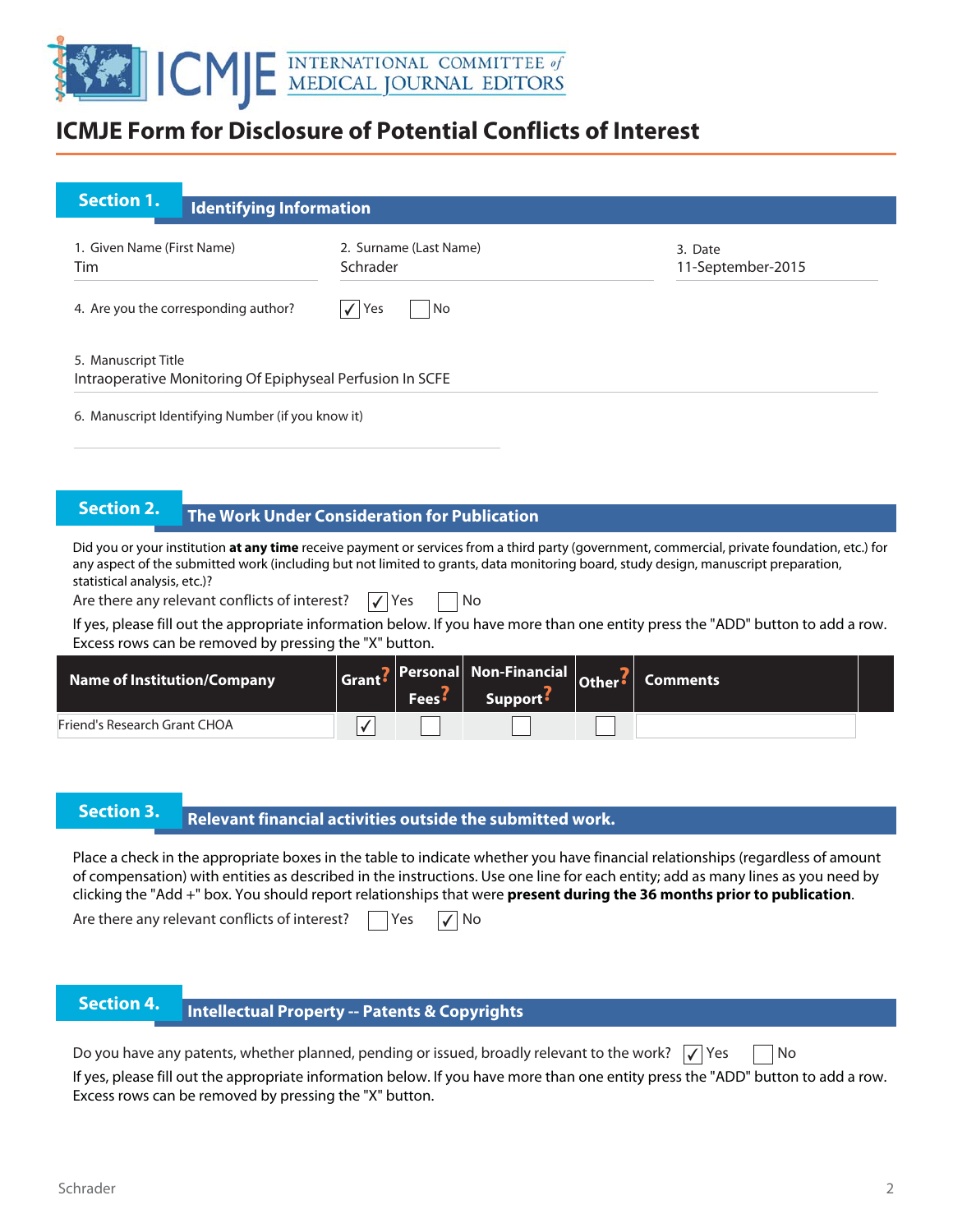# ICMJE Form for Disclosure of Potential Conflicts of Interest

## Section 1. Identifying Information

1. Given Name (First Name): Tim
2. Surname (Last Name): Schrader
3. Date: 11-September-2015
4. Are you the corresponding author? ☑ Yes ☐ No
5. Manuscript Title: Intraoperative Monitoring Of Epiphyseal Perfusion In SCFE
6. Manuscript Identifying Number (if you know it):

## Section 2. The Work Under Consideration for Publication

Did you or your institution **at any time** receive payment or services from a third party (government, commercial, private foundation, etc.) for any aspect of the submitted work (including but not limited to grants, data monitoring board, study design, manuscript preparation, statistical analysis, etc.)?

Are there any relevant conflicts of interest? ☑ Yes ☐ No

If yes, please fill out the appropriate information below. If you have more than one entity press the "ADD" button to add a row. Excess rows can be removed by pressing the "X" button.

| Name of Institution/Company | Grant? | Personal Fees? | Non-Financial Support? | Other? | Comments |
|---|---|---|---|---|---|
| Friend's Research Grant CHOA | ☑ | ☐ | ☐ | ☐ | |

## Section 3. Relevant financial activities outside the submitted work.

Place a check in the appropriate boxes in the table to indicate whether you have financial relationships (regardless of amount of compensation) with entities as described in the instructions. Use one line for each entity; add as many lines as you need by clicking the "Add +" box. You should report relationships that were **present during the 36 months prior to publication**.

Are there any relevant conflicts of interest? ☐ Yes ☑ No

## Section 4. Intellectual Property -- Patents & Copyrights

Do you have any patents, whether planned, pending or issued, broadly relevant to the work? ☑ Yes ☐ No

If yes, please fill out the appropriate information below. If you have more than one entity press the "ADD" button to add a row. Excess rows can be removed by pressing the "X" button.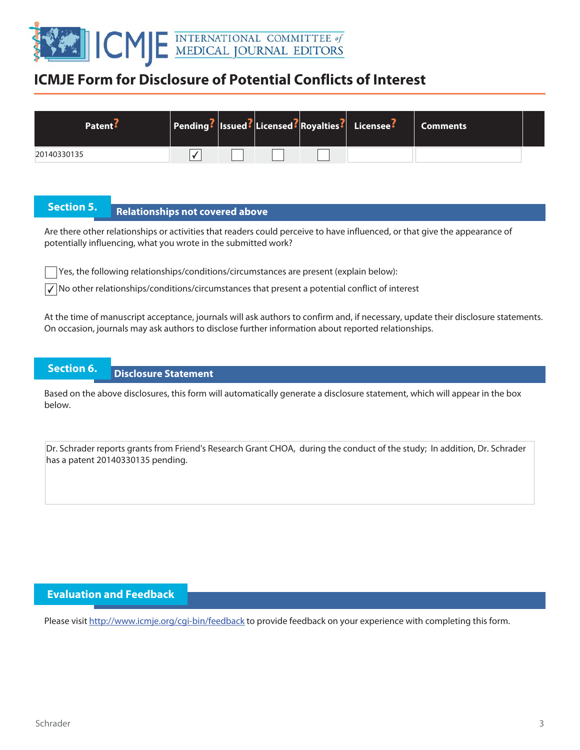# ICMJE Form for Disclosure of Potential Conflicts of Interest

| Patent | Pending | Issued | Licensed | Royalties | Licensee | Comments |
|---|---|---|---|---|---|---|
| 20140330135 | ✓ | ☐ | ☐ | ☐ | | |

## Section 5. Relationships not covered above

Are there other relationships or activities that readers could perceive to have influenced, or that give the appearance of potentially influencing, what you wrote in the submitted work?

☐ Yes, the following relationships/conditions/circumstances are present (explain below):

✓ No other relationships/conditions/circumstances that present a potential conflict of interest

At the time of manuscript acceptance, journals will ask authors to confirm and, if necessary, update their disclosure statements. On occasion, journals may ask authors to disclose further information about reported relationships.

## Section 6. Disclosure Statement

Based on the above disclosures, this form will automatically generate a disclosure statement, which will appear in the box below.

Dr. Schrader reports grants from Friend's Research Grant CHOA, during the conduct of the study; In addition, Dr. Schrader has a patent 20140330135 pending.

## Evaluation and Feedback

Please visit http://www.icmje.org/cgi-bin/feedback to provide feedback on your experience with completing this form.